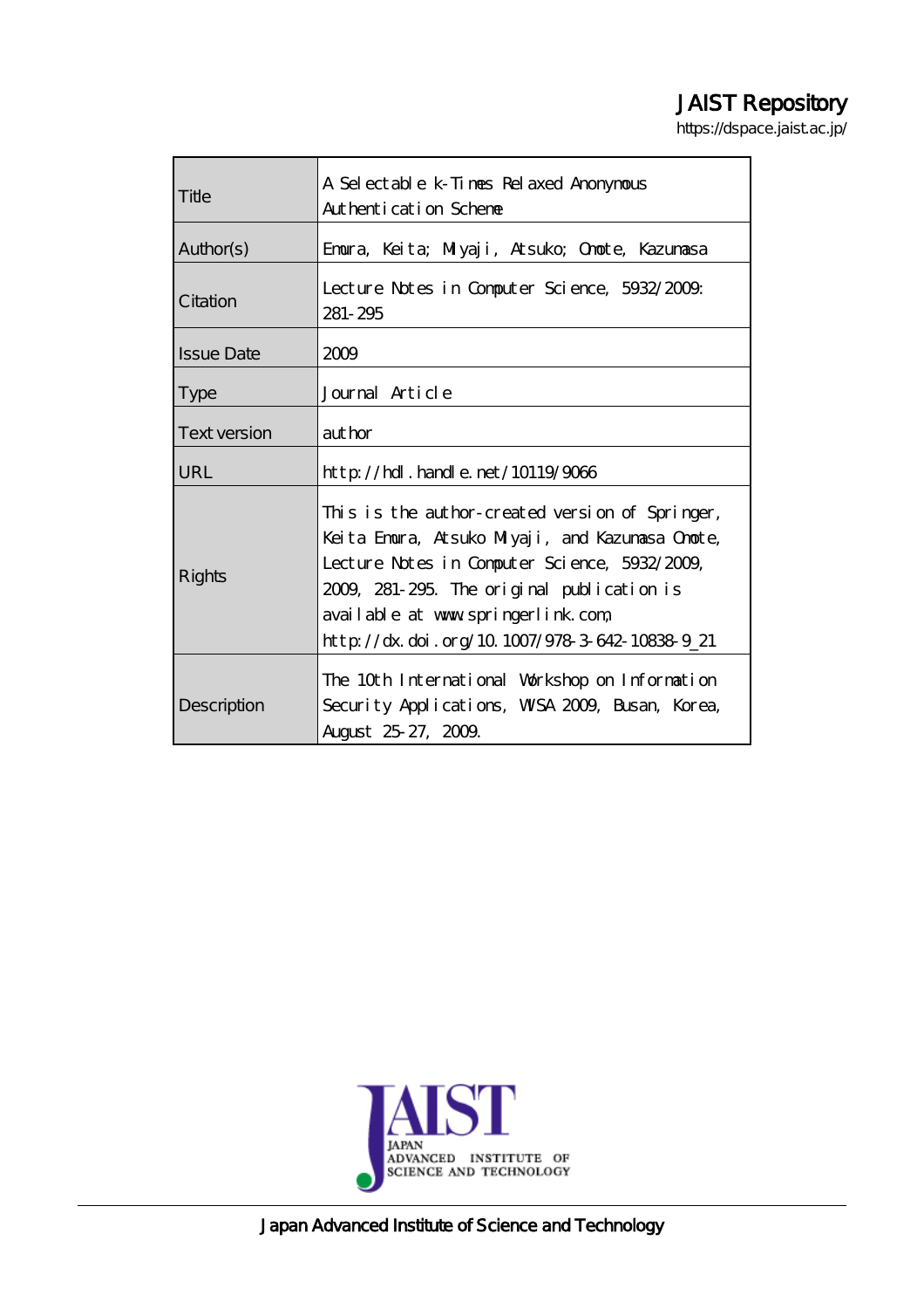JAIST Repository

https://dspace.jaist.ac.jp/

| Title | A Selectable k-Times Relaxed Anonymous Authentication Scheme |
| --- | --- |
| Author(s) | Emura, Keita; Miyaji, Atsuko; Omote, Kazumasa |
| Citation | Lecture Notes in Computer Science, 5932/2009: 281-295 |
| Issue Date | 2009 |
| Type | Journal Article |
| Text version | author |
| URL | http://hdl.handle.net/10119/9066 |
| Rights | This is the author-created version of Springer, Keita Emura, Atsuko Miyaji, and Kazumasa Omote, Lecture Notes in Computer Science, 5932/2009, 2009, 281-295. The original publication is available at www.springerlink.com, http://dx.doi.org/10.1007/978-3-642-10838-9_21 |
| Description | The 10th International Workshop on Information Security Applications, WISA 2009, Busan, Korea, August 25-27, 2009. |

Japan Advanced Institute of Science and Technology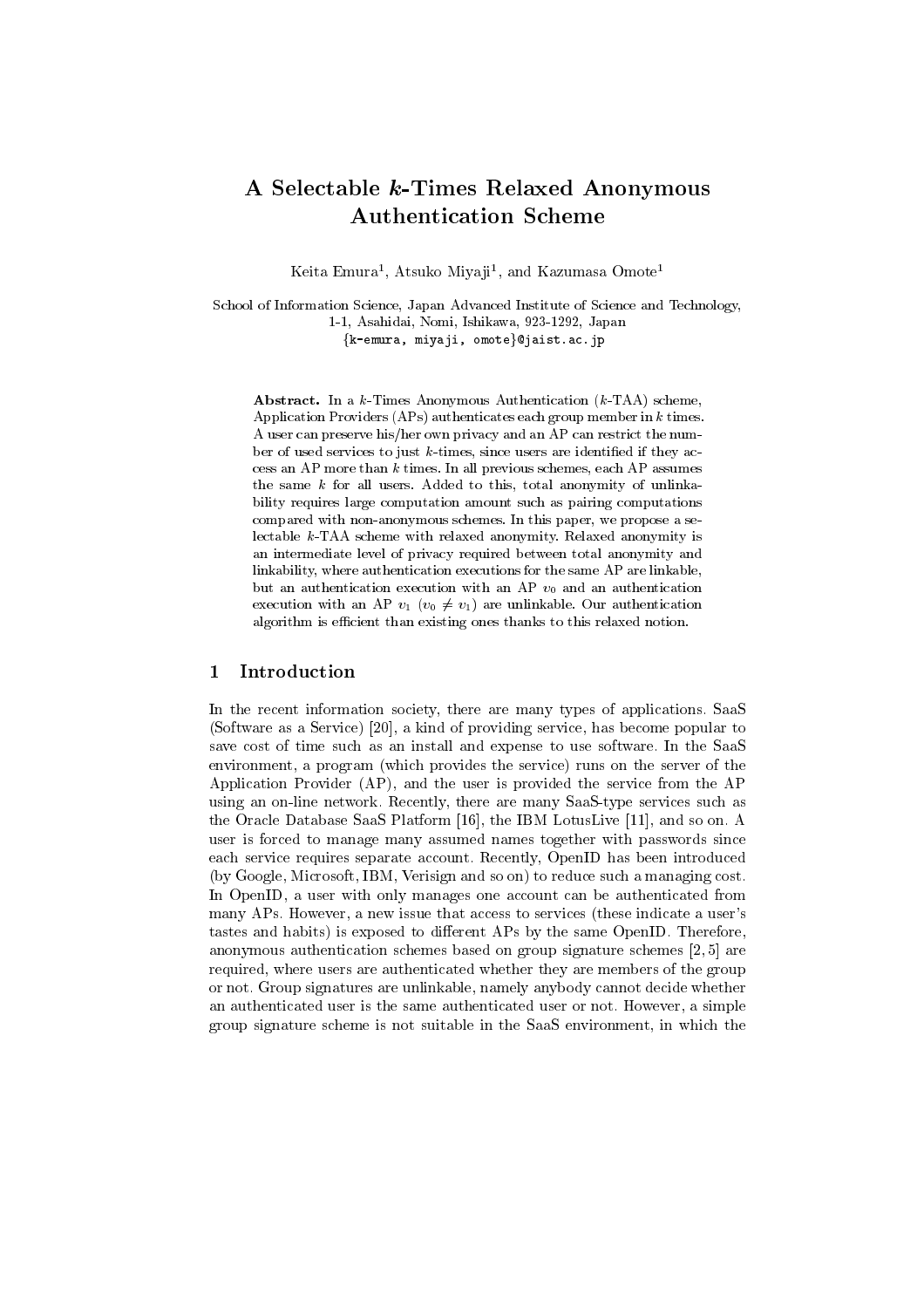# A Selectable $k$-Times Relaxed Anonymous Authentication Scheme

Keita Emura[1], Atsuko Miyaji[1], and Kazumasa Omote[1]

School of Information Science, Japan Advanced Institute of Science and Technology, 1-1, Asahidai, Nomi, Ishikawa, 923-1292, Japan
{k-emura, miyaji, omote}@jaist.ac.jp

**Abstract.** In a $k$-Times Anonymous Authentication ($k$-TAA) scheme, Application Providers (APs) authenticates each group member in $k$ times. A user can preserve his/her own privacy and an AP can restrict the number of used services to just $k$-times, since users are identified if they access an AP more than $k$ times. In all previous schemes, each AP assumes the same $k$ for all users. Added to this, total anonymity of unlinkability requires large computation amount such as pairing computations compared with non-anonymous schemes. In this paper, we propose a selectable $k$-TAA scheme with relaxed anonymity. Relaxed anonymity is an intermediate level of privacy required between total anonymity and linkability, where authentication executions for the same AP are linkable, but an authentication execution with an AP $v_0$ and an authentication execution with an AP $v_1$ ($v_0 \neq v_1$) are unlinkable. Our authentication algorithm is efficient than existing ones thanks to this relaxed notion.

## 1 Introduction

In the recent information society, there are many types of applications. SaaS (Software as a Service) [20], a kind of providing service, has become popular to save cost of time such as an install and expense to use software. In the SaaS environment, a program (which provides the service) runs on the server of the Application Provider (AP), and the user is provided the service from the AP using an on-line network. Recently, there are many SaaS-type services such as the Oracle Database SaaS Platform [16], the IBM LotusLive [11], and so on. A user is forced to manage many assumed names together with passwords since each service requires separate account. Recently, OpenID has been introduced (by Google, Microsoft, IBM, Verisign and so on) to reduce such a managing cost. In OpenID, a user with only manages one account can be authenticated from many APs. However, a new issue that access to services (these indicate a user's tastes and habits) is exposed to different APs by the same OpenID. Therefore, anonymous authentication schemes based on group signature schemes [2, 5] are required, where users are authenticated whether they are members of the group or not. Group signatures are unlinkable, namely anybody cannot decide whether an authenticated user is the same authenticated user or not. However, a simple group signature scheme is not suitable in the SaaS environment, in which the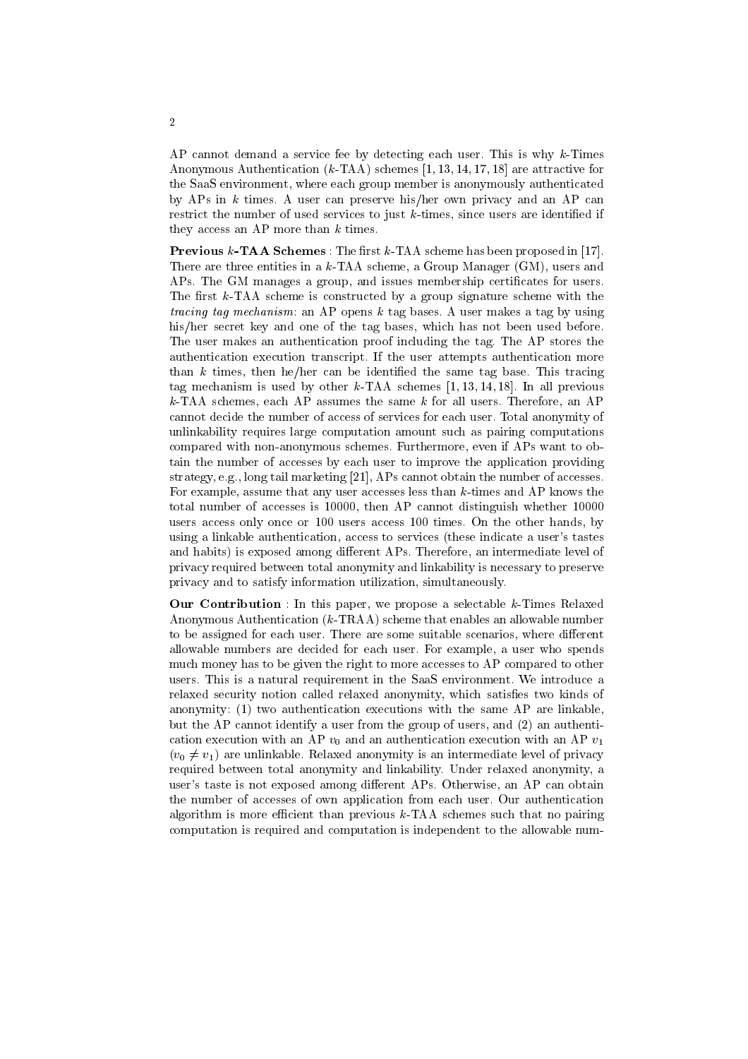AP cannot demand a service fee by detecting each user. This is why $k$-Times Anonymous Authentication ($k$-TAA) schemes [1, 13, 14, 17, 18] are attractive for the SaaS environment, where each group member is anonymously authenticated by APs in $k$ times. A user can preserve his/her own privacy and an AP can restrict the number of used services to just $k$-times, since users are identified if they access an AP more than $k$ times.

**Previous $k$-TAA Schemes** : The first $k$-TAA scheme has been proposed in [17]. There are three entities in a $k$-TAA scheme, a Group Manager (GM), users and APs. The GM manages a group, and issues membership certificates for users. The first $k$-TAA scheme is constructed by a group signature scheme with the *tracing tag mechanism*: an AP opens $k$ tag bases. A user makes a tag by using his/her secret key and one of the tag bases, which has not been used before. The user makes an authentication proof including the tag. The AP stores the authentication execution transcript. If the user attempts authentication more than $k$ times, then he/her can be identified the same tag base. This tracing tag mechanism is used by other $k$-TAA schemes [1, 13, 14, 18]. In all previous $k$-TAA schemes, each AP assumes the same $k$ for all users. Therefore, an AP cannot decide the number of access of services for each user. Total anonymity of unlinkability requires large computation amount such as pairing computations compared with non-anonymous schemes. Furthermore, even if APs want to obtain the number of accesses by each user to improve the application providing strategy, e.g., long tail marketing [21], APs cannot obtain the number of accesses. For example, assume that any user accesses less than $k$-times and AP knows the total number of accesses is 10000, then AP cannot distinguish whether 10000 users access only once or 100 users access 100 times. On the other hands, by using a linkable authentication, access to services (these indicate a user's tastes and habits) is exposed among different APs. Therefore, an intermediate level of privacy required between total anonymity and linkability is necessary to preserve privacy and to satisfy information utilization, simultaneously.

**Our Contribution** : In this paper, we propose a selectable $k$-Times Relaxed Anonymous Authentication ($k$-TRAA) scheme that enables an allowable number to be assigned for each user. There are some suitable scenarios, where different allowable numbers are decided for each user. For example, a user who spends much money has to be given the right to more accesses to AP compared to other users. This is a natural requirement in the SaaS environment. We introduce a relaxed security notion called relaxed anonymity, which satisfies two kinds of anonymity: (1) two authentication executions with the same AP are linkable, but the AP cannot identify a user from the group of users, and (2) an authentication execution with an AP $v_0$ and an authentication execution with an AP $v_1$ ($v_0 \neq v_1$) are unlinkable. Relaxed anonymity is an intermediate level of privacy required between total anonymity and linkability. Under relaxed anonymity, a user's taste is not exposed among different APs. Otherwise, an AP can obtain the number of accesses of own application from each user. Our authentication algorithm is more efficient than previous $k$-TAA schemes such that no pairing computation is required and computation is independent to the allowable num-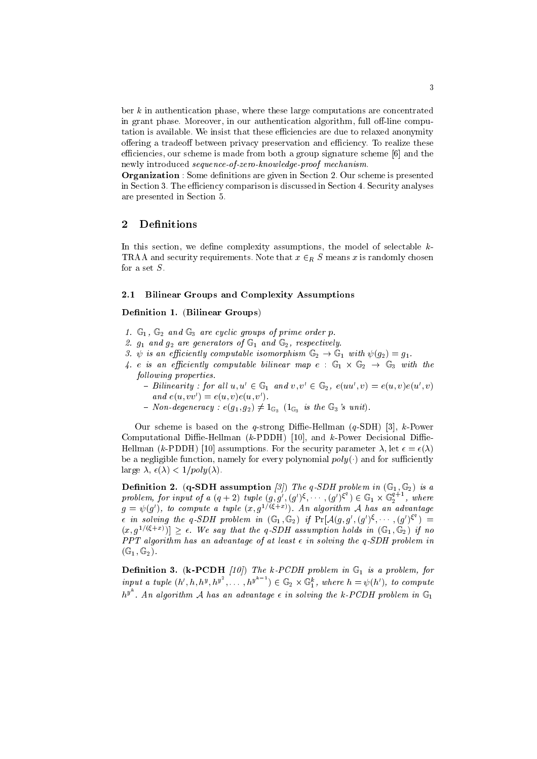ber $k$ in authentication phase, where these large computations are concentrated in grant phase. Moreover, in our authentication algorithm, full off-line computation is available. We insist that these efficiencies are due to relaxed anonymity offering a tradeoff between privacy preservation and efficiency. To realize these efficiencies, our scheme is made from both a group signature scheme [6] and the newly introduced *sequence-of-zero-knowledge-proof mechanism*.

**Organization** : Some definitions are given in Section 2. Our scheme is presented in Section 3. The efficiency comparison is discussed in Section 4. Security analyses are presented in Section 5.

## 2 Definitions

In this section, we define complexity assumptions, the model of selectable $k$-TRAA and security requirements. Note that $x \in_R S$ means $x$ is randomly chosen for a set $S$.

### 2.1 Bilinear Groups and Complexity Assumptions

**Definition 1. (Bilinear Groups)**

1. *$\mathbb{G}_1$, $\mathbb{G}_2$ and $\mathbb{G}_3$ are cyclic groups of prime order $p$.*
2. *$g_1$ and $g_2$ are generators of $\mathbb{G}_1$ and $\mathbb{G}_2$, respectively.*
3. *$\psi$ is an efficiently computable isomorphism $\mathbb{G}_2 \rightarrow \mathbb{G}_1$ with $\psi(g_2) = g_1$.*
4. *$e$ is an efficiently computable bilinear map $e : \mathbb{G}_1 \times \mathbb{G}_2 \rightarrow \mathbb{G}_3$ with the following properties.*
   - *Bilinearity : for all $u, u' \in \mathbb{G}_1$ and $v, v' \in \mathbb{G}_2$, $e(uu', v) = e(u, v)e(u', v)$ and $e(u, vv') = e(u, v)e(u, v')$.*
   - *Non-degeneracy : $e(g_1, g_2) \neq 1_{\mathbb{G}_3}$ ($1_{\mathbb{G}_3}$ is the $\mathbb{G}_3$'s unit).*

Our scheme is based on the $q$-strong Diffie-Hellman ($q$-SDH) [3], $k$-Power Computational Diffie-Hellman ($k$-PDDH) [10], and $k$-Power Decisional Diffie-Hellman ($k$-PDDH) [10] assumptions. For the security parameter $\lambda$, let $\epsilon = \epsilon(\lambda)$ be a negligible function, namely for every polynomial $poly(\cdot)$ and for sufficiently large $\lambda$, $\epsilon(\lambda) < 1/poly(\lambda)$.

**Definition 2. (q-SDH assumption** [3]) *The $q$-SDH problem in $(\mathbb{G}_1, \mathbb{G}_2)$ is a problem, for input of a $(q+2)$ tuple $(g, g', (g')^{\xi}, \cdots, (g')^{\xi^q}) \in \mathbb{G}_1 \times \mathbb{G}_2^{q+1}$, where $g = \psi(g')$, to compute a tuple $(x, g^{1/(\xi+x)})$. An algorithm $\mathcal{A}$ has an advantage $\epsilon$ in solving the $q$-SDH problem in $(\mathbb{G}_1, \mathbb{G}_2)$ if $\Pr[\mathcal{A}(g, g', (g')^{\xi}, \cdots, (g')^{\xi^q}) = (x, g^{1/(\xi+x)})] \geq \epsilon$. We say that the $q$-SDH assumption holds in $(\mathbb{G}_1, \mathbb{G}_2)$ if no PPT algorithm has an advantage of at least $\epsilon$ in solving the $q$-SDH problem in $(\mathbb{G}_1, \mathbb{G}_2)$.*

**Definition 3. (k-PCDH** [10]) *The $k$-PCDH problem in $\mathbb{G}_1$ is a problem, for input a tuple $(h', h, h^y, h^{y^2}, \ldots, h^{y^{k-1}}) \in \mathbb{G}_2 \times \mathbb{G}_1^k$, where $h = \psi(h')$, to compute $h^{y^k}$. An algorithm $\mathcal{A}$ has an advantage $\epsilon$ in solving the $k$-PCDH problem in $\mathbb{G}_1$*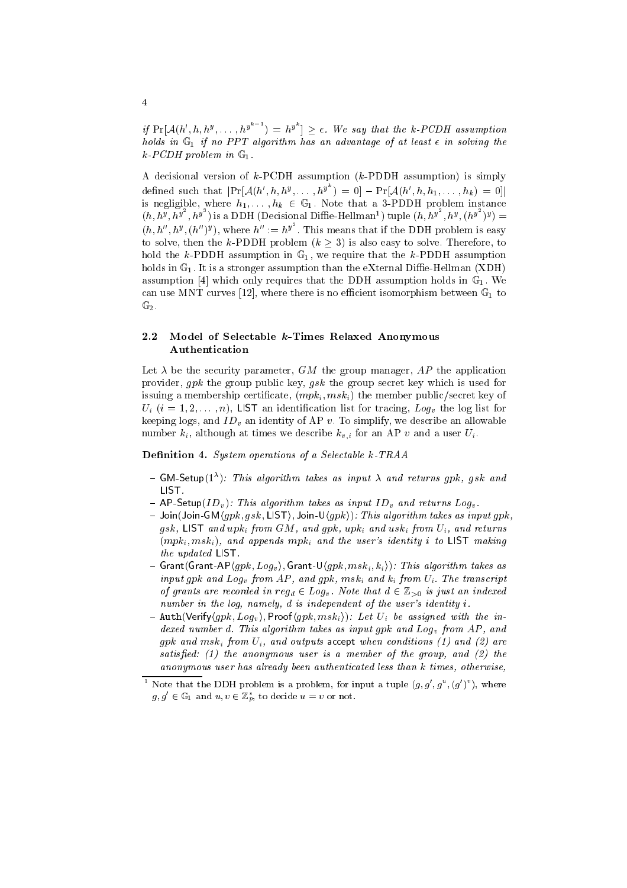*if* $\Pr[\mathcal{A}(h', h, h^y, \ldots, h^{y^{k-1}}) = h^{y^k}] \geq \epsilon$. *We say that the k-PCDH assumption holds in* $\mathbb{G}_1$ *if no PPT algorithm has an advantage of at least* $\epsilon$ *in solving the k-PCDH problem in* $\mathbb{G}_1$.

A decisional version of $k$-PCDH assumption ($k$-PDDH assumption) is simply defined such that $|\Pr[\mathcal{A}(h', h, h^y, \ldots, h^{y^k}) = 0] - \Pr[\mathcal{A}(h', h, h_1, \ldots, h_k) = 0]|$ is negligible, where $h_1, \ldots, h_k \in \mathbb{G}_1$. Note that a 3-PDDH problem instance $(h, h^y, h^{y^2}, h^{y^3})$ is a DDH (Decisional Diffie-Hellman[1]) tuple $(h, h^{y^2}, h^y, (h^{y^2})^y) = (h, h'', h^y, (h'')^y)$, where $h'' := h^{y^2}$. This means that if the DDH problem is easy to solve, then the $k$-PDDH problem ($k \geq 3$) is also easy to solve. Therefore, to hold the $k$-PDDH assumption in $\mathbb{G}_1$, we require that the $k$-PDDH assumption holds in $\mathbb{G}_1$. It is a stronger assumption than the eXternal Diffie-Hellman (XDH) assumption [4] which only requires that the DDH assumption holds in $\mathbb{G}_1$. We can use MNT curves [12], where there is no efficient isomorphism between $\mathbb{G}_1$ to $\mathbb{G}_2$.

### 2.2 Model of Selectable $k$-Times Relaxed Anonymous Authentication

Let $\lambda$ be the security parameter, $GM$ the group manager, $AP$ the application provider, $gpk$ the group public key, $gsk$ the group secret key which is used for issuing a membership certificate, $(mpk_i, msk_i)$ the member public/secret key of $U_i$ $(i = 1, 2, \ldots, n)$, LIST an identification list for tracing, $Log_v$ the log list for keeping logs, and $ID_v$ an identity of AP $v$. To simplify, we describe an allowable number $k_i$, although at times we describe $k_{v,i}$ for an AP $v$ and a user $U_i$.

**Definition 4.** *System operations of a Selectable k-TRAA*

- GM-Setup$(1^\lambda)$: *This algorithm takes as input* $\lambda$ *and returns* $gpk$, $gsk$ *and* LIST.
- AP-Setup$(ID_v)$: *This algorithm takes as input* $ID_v$ *and returns* $Log_v$.
- Join(Join-GM$\langle gpk, gsk, \text{LIST}\rangle$, Join-U$\langle gpk\rangle$): *This algorithm takes as input* $gpk$, $gsk$, LIST *and* $upk_i$ *from* $GM$, *and* $gpk$, $upk_i$ *and* $usk_i$ *from* $U_i$, *and returns* $(mpk_i, msk_i)$, *and appends* $mpk_i$ *and the user's identity* $i$ *to* LIST *making the updated* LIST.
- Grant(Grant-AP$\langle gpk, Log_v\rangle$, Grant-U$\langle gpk, msk_i, k_i\rangle$): *This algorithm takes as input* $gpk$ *and* $Log_v$ *from* $AP$, *and* $gpk$, $msk_i$ *and* $k_i$ *from* $U_i$. *The transcript of grants are recorded in* $reg_d \in Log_v$. *Note that* $d \in \mathbb{Z}_{>0}$ *is just an indexed number in the log, namely,* $d$ *is independent of the user's identity* $i$.
- Auth(Verify$\langle gpk, Log_v\rangle$, Proof$\langle gpk, msk_i\rangle$): *Let* $U_i$ *be assigned with the indexed number* $d$. *This algorithm takes as input* $gpk$ *and* $Log_v$ *from* $AP$, *and* $gpk$ *and* $msk_i$ *from* $U_i$, *and outputs* accept *when conditions (1) and (2) are satisfied: (1) the anonymous user is a member of the group, and (2) the anonymous user has already been authenticated less than* $k$ *times, otherwise,*

[1] Note that the DDH problem is a problem, for input a tuple $(g, g', g^u, (g')^v)$, where $g, g' \in \mathbb{G}_1$ and $u, v \in \mathbb{Z}_p^*$, to decide $u = v$ or not.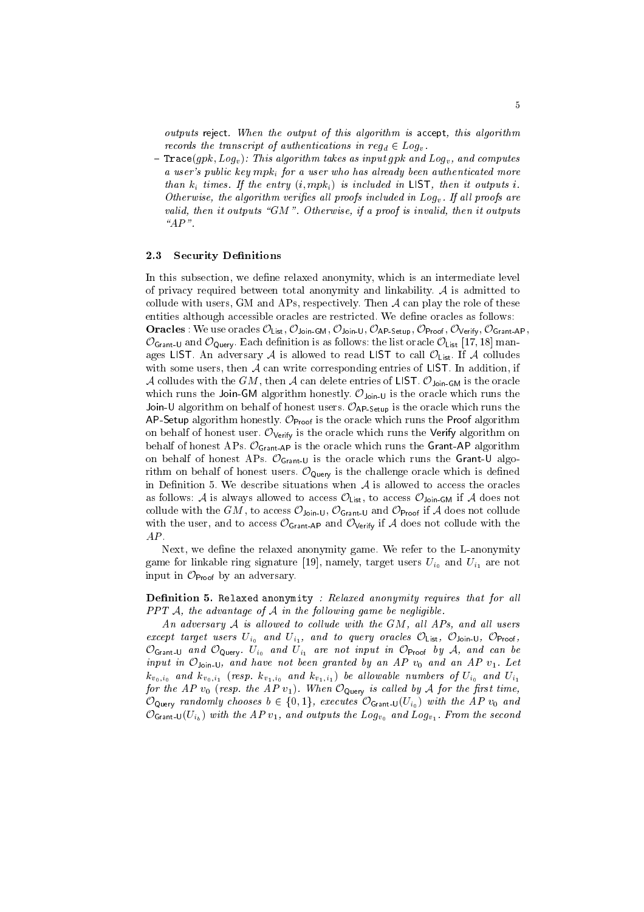*outputs* reject*. When the output of this algorithm is* accept*, this algorithm records the transcript of authentications in $reg_d \in Log_v$.*

– $\mathsf{Trace}(gpk, Log_v)$*: This algorithm takes as input gpk and $Log_v$, and computes a user's public key $mpk_i$ for a user who has already been authenticated more than $k_i$ times. If the entry $(i, mpk_i)$ is included in* LIST*, then it outputs i. Otherwise, the algorithm verifies all proofs included in $Log_v$. If all proofs are valid, then it outputs "GM". Otherwise, if a proof is invalid, then it outputs "AP".*

### 2.3 Security Definitions

In this subsection, we define relaxed anonymity, which is an intermediate level of privacy required between total anonymity and linkability. $\mathcal{A}$ is admitted to collude with users, GM and APs, respectively. Then $\mathcal{A}$ can play the role of these entities although accessible oracles are restricted. We define oracles as follows:

**Oracles** : We use oracles $\mathcal{O}_{\mathsf{List}}$, $\mathcal{O}_{\mathsf{Join\text{-}GM}}$, $\mathcal{O}_{\mathsf{Join\text{-}U}}$, $\mathcal{O}_{\mathsf{AP\text{-}Setup}}$, $\mathcal{O}_{\mathsf{Proof}}$, $\mathcal{O}_{\mathsf{Verify}}$, $\mathcal{O}_{\mathsf{Grant\text{-}AP}}$, $\mathcal{O}_{\mathsf{Grant\text{-}U}}$ and $\mathcal{O}_{\mathsf{Query}}$. Each definition is as follows: the list oracle $\mathcal{O}_{\mathsf{List}}$ [17, 18] manages LIST. An adversary $\mathcal{A}$ is allowed to LIST to call $\mathcal{O}_{\mathsf{List}}$. If $\mathcal{A}$ colludes with some users, then $\mathcal{A}$ can write corresponding entries of LIST. In addition, if $\mathcal{A}$ colludes with the $GM$, then $\mathcal{A}$ can delete entries of LIST. $\mathcal{O}_{\mathsf{Join\text{-}GM}}$ is the oracle which runs the Join-GM algorithm honestly. $\mathcal{O}_{\mathsf{Join\text{-}U}}$ is the oracle which runs the Join-U algorithm on behalf of honest users. $\mathcal{O}_{\mathsf{AP\text{-}Setup}}$ is the oracle which runs the AP-Setup algorithm honestly. $\mathcal{O}_{\mathsf{Proof}}$ is the oracle which runs the Proof algorithm on behalf of honest user. $\mathcal{O}_{\mathsf{Verify}}$ is the oracle which runs the Verify algorithm on behalf of honest APs. $\mathcal{O}_{\mathsf{Grant\text{-}AP}}$ is the oracle which runs the Grant-AP algorithm on behalf of honest APs. $\mathcal{O}_{\mathsf{Grant\text{-}U}}$ is the oracle which runs the Grant-U algorithm on behalf of honest users. $\mathcal{O}_{\mathsf{Query}}$ is the challenge oracle which is defined in Definition 5. We describe situations when $\mathcal{A}$ is allowed to access the oracles as follows: $\mathcal{A}$ is always allowed to access $\mathcal{O}_{\mathsf{List}}$, to access $\mathcal{O}_{\mathsf{Join\text{-}GM}}$ if $\mathcal{A}$ does not collude with the $GM$, to access $\mathcal{O}_{\mathsf{Join\text{-}U}}$, $\mathcal{O}_{\mathsf{Grant\text{-}U}}$ and $\mathcal{O}_{\mathsf{Proof}}$ if $\mathcal{A}$ does not collude with the user, and to access $\mathcal{O}_{\mathsf{Grant\text{-}AP}}$ and $\mathcal{O}_{\mathsf{Verify}}$ if $\mathcal{A}$ does not collude with the $AP$.

Next, we define the relaxed anonymity game. We refer to the L-anonymity game for linkable ring signature [19], namely, target users $U_{i_0}$ and $U_{i_1}$ are not input in $\mathcal{O}_{\mathsf{Proof}}$ by an adversary.

**Definition 5.** `Relaxed anonymity` *: Relaxed anonymity requires that for all PPT $\mathcal{A}$, the advantage of $\mathcal{A}$ in the following game be negligible.*

*An adversary $\mathcal{A}$ is allowed to collude with the GM, all APs, and all users except target users $U_{i_0}$ and $U_{i_1}$, and to query oracles $\mathcal{O}_{\mathsf{List}}$, $\mathcal{O}_{\mathsf{Join\text{-}U}}$, $\mathcal{O}_{\mathsf{Proof}}$, $\mathcal{O}_{\mathsf{Grant\text{-}U}}$ and $\mathcal{O}_{\mathsf{Query}}$. $U_{i_0}$ and $U_{i_1}$ are not input in $\mathcal{O}_{\mathsf{Proof}}$ by $\mathcal{A}$, and can be input in $\mathcal{O}_{\mathsf{Join\text{-}U}}$, and have not been granted by an AP $v_0$ and an AP $v_1$. Let $k_{v_0,i_0}$ and $k_{v_0,i_1}$ (resp. $k_{v_1,i_0}$ and $k_{v_1,i_1}$) be allowable numbers of $U_{i_0}$ and $U_{i_1}$ for the AP $v_0$ (resp. the AP $v_1$). When $\mathcal{O}_{\mathsf{Query}}$ is called by $\mathcal{A}$ for the first time, $\mathcal{O}_{\mathsf{Query}}$ randomly chooses $b \in \{0, 1\}$, executes $\mathcal{O}_{\mathsf{Grant\text{-}U}}(U_{i_0})$ with the AP $v_0$ and $\mathcal{O}_{\mathsf{Grant\text{-}U}}(U_{i_b})$ with the AP $v_1$, and outputs the $Log_{v_0}$ and $Log_{v_1}$. From the second*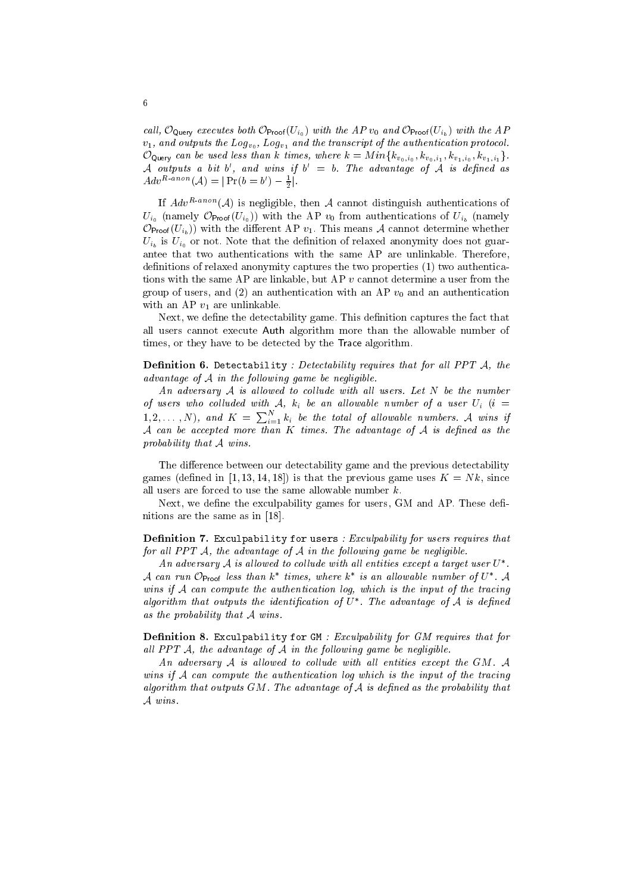*call, $\mathcal{O}_{\mathsf{Query}}$ executes both $\mathcal{O}_{\mathsf{Proof}}(U_{i_0})$ with the AP $v_0$ and $\mathcal{O}_{\mathsf{Proof}}(U_{i_b})$ with the AP $v_1$, and outputs the $Log_{v_0}$, $Log_{v_1}$ and the transcript of the authentication protocol. $\mathcal{O}_{\mathsf{Query}}$ can be used less than $k$ times, where $k = Min\{k_{v_0,i_0}, k_{v_0,i_1}, k_{v_1,i_0}, k_{v_1,i_1}\}$. $\mathcal{A}$ outputs a bit $b'$, and wins if $b' = b$. The advantage of $\mathcal{A}$ is defined as $Adv^{R\text{-}anon}(\mathcal{A}) = |\Pr(b = b') - \frac{1}{2}|$.*

If $Adv^{R\text{-}anon}(\mathcal{A})$ is negligible, then $\mathcal{A}$ cannot distinguish authentications of $U_{i_0}$ (namely $\mathcal{O}_{\mathsf{Proof}}(U_{i_0})$) with the AP $v_0$ from authentications of $U_{i_b}$ (namely $\mathcal{O}_{\mathsf{Proof}}(U_{i_b})$) with the different AP $v_1$. This means $\mathcal{A}$ cannot determine whether $U_{i_b}$ is $U_{i_0}$ or not. Note that the definition of relaxed anonymity does not guarantee that two authentications with the same AP are unlinkable. Therefore, definitions of relaxed anonymity captures the two properties (1) two authentications with the same AP are linkable, but AP $v$ cannot determine a user from the group of users, and (2) an authentication with an AP $v_0$ and an authentication with an AP $v_1$ are unlinkable.

Next, we define the detectability game. This definition captures the fact that all users cannot execute Auth algorithm more than the allowable number of times, or they have to be detected by the Trace algorithm.

**Definition 6.** `Detectability` *: Detectability requires that for all PPT $\mathcal{A}$, the advantage of $\mathcal{A}$ in the following game be negligible.*

*An adversary $\mathcal{A}$ is allowed to collude with all users. Let $N$ be the number of users who colluded with $\mathcal{A}$, $k_i$ be an allowable number of a user $U_i$ ($i = 1, 2, \ldots, N$), and $K = \sum_{i=1}^{N} k_i$ be the total of allowable numbers. $\mathcal{A}$ wins if $\mathcal{A}$ can be accepted more than $K$ times. The advantage of $\mathcal{A}$ is defined as the probability that $\mathcal{A}$ wins.*

The difference between our detectability game and the previous detectability games (defined in [1, 13, 14, 18]) is that the previous game uses $K = Nk$, since all users are forced to use the same allowable number $k$.

Next, we define the exculpability games for users, GM and AP. These definitions are the same as in [18].

**Definition 7.** `Exculpability for users` *: Exculpability for users requires that for all PPT $\mathcal{A}$, the advantage of $\mathcal{A}$ in the following game be negligible.*

*An adversary $\mathcal{A}$ is allowed to collude with all entities except a target user $U^*$. $\mathcal{A}$ can run $\mathcal{O}_{\mathsf{Proof}}$ less than $k^*$ times, where $k^*$ is an allowable number of $U^*$. $\mathcal{A}$ wins if $\mathcal{A}$ can compute the authentication log, which is the input of the tracing algorithm that outputs the identification of $U^*$. The advantage of $\mathcal{A}$ is defined as the probability that $\mathcal{A}$ wins.*

**Definition 8.** `Exculpability for GM` *: Exculpability for GM requires that for all PPT $\mathcal{A}$, the advantage of $\mathcal{A}$ in the following game be negligible.*

*An adversary $\mathcal{A}$ is allowed to collude with all entities except the GM. $\mathcal{A}$ wins if $\mathcal{A}$ can compute the authentication log which is the input of the tracing algorithm that outputs GM. The advantage of $\mathcal{A}$ is defined as the probability that $\mathcal{A}$ wins.*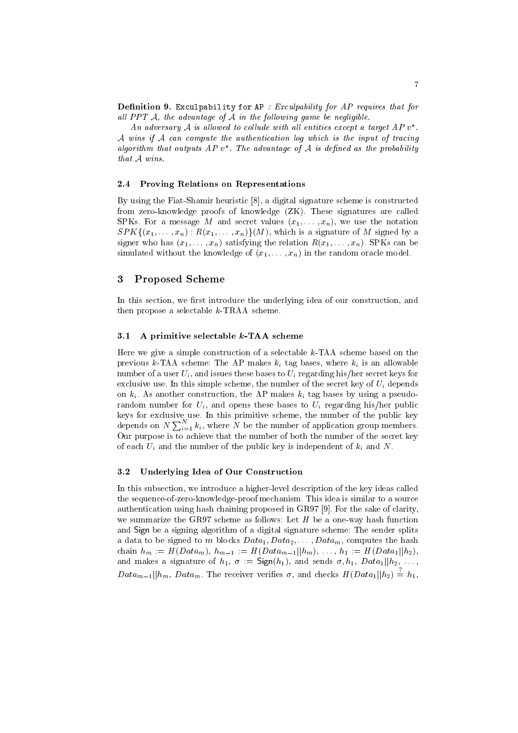**Definition 9.** `Exculpability for AP` *: Exculpability for AP requires that for all PPT $\mathcal{A}$, the advantage of $\mathcal{A}$ in the following game be negligible.*

*An adversary $\mathcal{A}$ is allowed to collude with all entities except a target AP $v^*$. $\mathcal{A}$ wins if $\mathcal{A}$ can compute the authentication log which is the input of tracing algorithm that outputs AP $v^*$. The advantage of $\mathcal{A}$ is defined as the probability that $\mathcal{A}$ wins.*

### 2.4 Proving Relations on Representations

By using the Fiat-Shamir heuristic [8], a digital signature scheme is constructed from zero-knowledge proofs of knowledge (ZK). These signatures are called SPKs. For a message $M$ and secret values $(x_1, \ldots, x_n)$, we use the notation $SPK\{(x_1, \ldots, x_n) : R(x_1, \ldots, x_n)\}(M)$, which is a signature of $M$ signed by a signer who has $(x_1, \ldots, x_n)$ satisfying the relation $R(x_1, \ldots, x_n)$. SPKs can be simulated without the knowledge of $(x_1, \ldots, x_n)$ in the random oracle model.

## 3 Proposed Scheme

In this section, we first introduce the underlying idea of our construction, and then propose a selectable $k$-TRAA scheme.

### 3.1 A primitive selectable $k$-TAA scheme

Here we give a simple construction of a selectable $k$-TAA scheme based on the previous $k$-TAA scheme: The AP makes $k_i$ tag bases, where $k_i$ is an allowable number of a user $U_i$, and issues these bases to $U_i$ regarding his/her secret keys for exclusive use. In this simple scheme, the number of the secret key of $U_i$ depends on $k_i$. As another construction, the AP makes $k_i$ tag bases by using a pseudo-random number for $U_i$, and opens these bases to $U_i$ regarding his/her public keys for exclusive use. In this primitive scheme, the number of the public key depends on $N \sum_{i=1}^{N} k_i$, where $N$ be the number of application group members. Our purpose is to achieve that the number of both the number of the secret key of each $U_i$ and the number of the public key is independent of $k_i$ and $N$.

### 3.2 Underlying Idea of Our Construction

In this subsection, we introduce a higher-level description of the key ideas called the sequence-of-zero-knowledge-proof mechanism. This idea is similar to a source authentication using hash chaining proposed in GR97 [9]. For the sake of clarity, we summarize the GR97 scheme as follows: Let $H$ be a one-way hash function and $\mathsf{Sign}$ be a signing algorithm of a digital signature scheme: The sender splits a data to be signed to $m$ blocks $Data_1, Data_2, \ldots, Data_m$, computes the hash chain $h_m := H(Data_m)$, $h_{m-1} := H(Data_{m-1}||h_m)$, $\ldots$, $h_1 := H(Data_1||h_2)$, and makes a signature of $h_1$, $\sigma := \mathsf{Sign}(h_1)$, and sends $\sigma, h_1$, $Data_1||h_2$, $\ldots$, $Data_{m-1}||h_m$, $Data_m$. The receiver verifies $\sigma$, and checks $H(Data_1||h_2) \stackrel{?}{=} h_1$,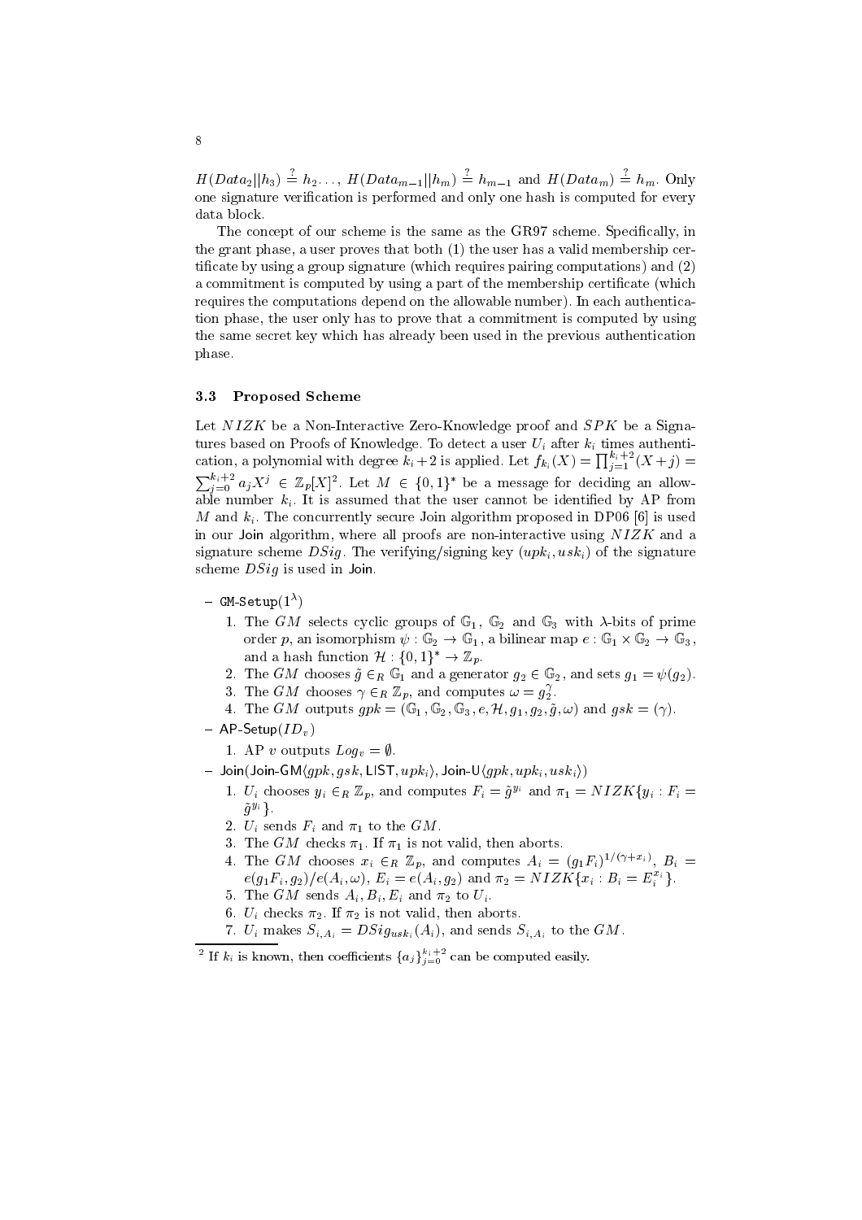$H(Data_2||h_3) \stackrel{?}{=} h_2 \ldots,\ H(Data_{m-1}||h_m) \stackrel{?}{=} h_{m-1}$ and $H(Data_m) \stackrel{?}{=} h_m$. Only one signature verification is performed and only one hash is computed for every data block.

The concept of our scheme is the same as the GR97 scheme. Specifically, in the grant phase, a user proves that both (1) the user has a valid membership certificate by using a group signature (which requires pairing computations) and (2) a commitment is computed by using a part of the membership certificate (which requires the computations depend on the allowable number). In each authentication phase, the user only has to prove that a commitment is computed by using the same secret key which has already been used in the previous authentication phase.

### 3.3 Proposed Scheme

Let $NIZK$ be a Non-Interactive Zero-Knowledge proof and $SPK$ be a Signatures based on Proofs of Knowledge. To detect a user $U_i$ after $k_i$ times authentication, a polynomial with degree $k_i+2$ is applied. Let $f_{k_i}(X) = \prod_{j=1}^{k_i+2}(X+j) = \sum_{j=0}^{k_i+2} a_j X^j \in \mathbb{Z}_p[X]$[2]. Let $M \in \{0,1\}^*$ be a message for deciding an allowable number $k_i$. It is assumed that the user cannot be identified by AP from $M$ and $k_i$. The concurrently secure Join algorithm proposed in DP06 [6] is used in our Join algorithm, where all proofs are non-interactive using $NIZK$ and a signature scheme $DSig$. The verifying/signing key $(upk_i, usk_i)$ of the signature scheme $DSig$ is used in Join.

- GM-Setup($1^\lambda$)
  1. The $GM$ selects cyclic groups of $\mathbb{G}_1$, $\mathbb{G}_2$ and $\mathbb{G}_3$ with $\lambda$-bits of prime order $p$, an isomorphism $\psi : \mathbb{G}_2 \to \mathbb{G}_1$, a bilinear map $e : \mathbb{G}_1 \times \mathbb{G}_2 \to \mathbb{G}_3$, and a hash function $\mathcal{H} : \{0,1\}^* \to \mathbb{Z}_p$.
  2. The $GM$ chooses $\tilde{g} \in_R \mathbb{G}_1$ and a generator $g_2 \in \mathbb{G}_2$, and sets $g_1 = \psi(g_2)$.
  3. The $GM$ chooses $\gamma \in_R \mathbb{Z}_p$, and computes $\omega = g_2^\gamma$.
  4. The $GM$ outputs $gpk = (\mathbb{G}_1, \mathbb{G}_2, \mathbb{G}_3, e, \mathcal{H}, g_1, g_2, \tilde{g}, \omega)$ and $gsk = (\gamma)$.
- AP-Setup($ID_v$)
  1. AP $v$ outputs $Log_v = \emptyset$.
- Join(Join-GM$\langle gpk, gsk, \mathsf{LIST}, upk_i \rangle$, Join-U$\langle gpk, upk_i, usk_i \rangle$)
  1. $U_i$ chooses $y_i \in_R \mathbb{Z}_p$, and computes $F_i = \tilde{g}^{y_i}$ and $\pi_1 = NIZK\{y_i : F_i = \tilde{g}^{y_i}\}$.
  2. $U_i$ sends $F_i$ and $\pi_1$ to the $GM$.
  3. The $GM$ checks $\pi_1$. If $\pi_1$ is not valid, then aborts.
  4. The $GM$ chooses $x_i \in_R \mathbb{Z}_p$, and computes $A_i = (g_1 F_i)^{1/(\gamma+x_i)}$, $B_i = e(g_1 F_i, g_2)/e(A_i, \omega)$, $E_i = e(A_i, g_2)$ and $\pi_2 = NIZK\{x_i : B_i = E_i^{x_i}\}$.
  5. The $GM$ sends $A_i, B_i, E_i$ and $\pi_2$ to $U_i$.
  6. $U_i$ checks $\pi_2$. If $\pi_2$ is not valid, then aborts.
  7. $U_i$ makes $S_{i,A_i} = DSig_{usk_i}(A_i)$, and sends $S_{i,A_i}$ to the $GM$.

[2] If $k_i$ is known, then coefficients $\{a_j\}_{j=0}^{k_i+2}$ can be computed easily.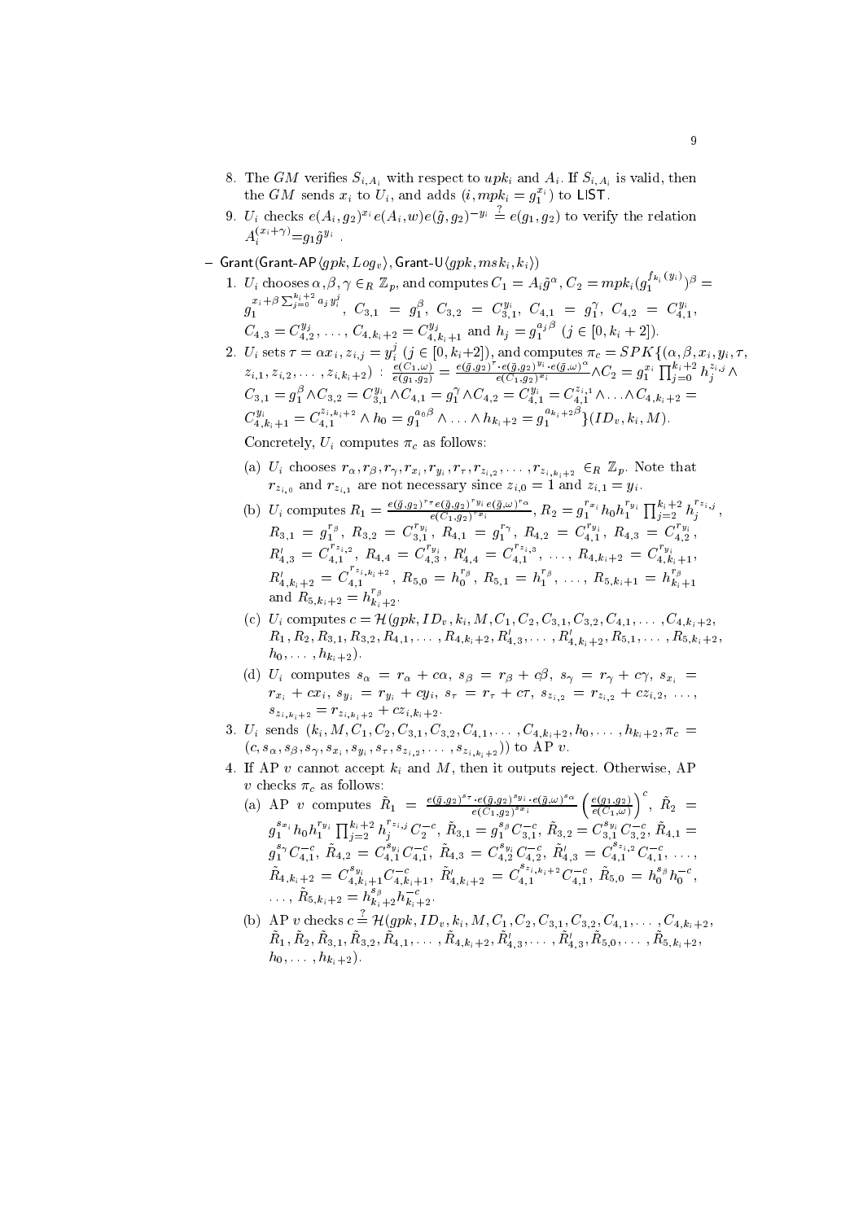8. The $GM$ verifies $S_{i,A_i}$ with respect to $upk_i$ and $A_i$. If $S_{i,A_i}$ is valid, then the $GM$ sends $x_i$ to $U_i$, and adds $(i, mpk_i = g_1^{x_i})$ to $\mathsf{LIST}$.
9. $U_i$ checks $e(A_i, g_2)^{x_i} e(A_i, w) e(\tilde{g}, g_2)^{-y_i} \stackrel{?}{=} e(g_1, g_2)$ to verify the relation $A_i^{(x_i+\gamma)} = g_1 \tilde{g}^{y_i}$.

– $\mathsf{Grant}(\mathsf{Grant\text{-}AP}\langle gpk, Log_v\rangle, \mathsf{Grant\text{-}U}\langle gpk, msk_i, k_i\rangle)$

1. $U_i$ chooses $\alpha, \beta, \gamma \in_R \mathbb{Z}_p$, and computes $C_1 = A_i \tilde{g}^{\alpha}$, $C_2 = mpk_i (g_1^{f_{k_i}(y_i)})^{\beta} = g_1^{x_i + \beta \sum_{j=0}^{k_i+2} a_j y_i^j}$, $C_{3,1} = g_1^{\beta}$, $C_{3,2} = C_{3,1}^{y_i}$, $C_{4,1} = g_1^{\gamma}$, $C_{4,2} = C_{4,1}^{y_i}$, $C_{4,3} = C_{4,2}^{y_j}, \ldots, C_{4,k_i+2} = C_{4,k_i+1}^{y_j}$ and $h_j = g_1^{a_j \beta}$ $(j \in [0, k_i+2])$.
2. $U_i$ sets $\tau = \alpha x_i$, $z_{i,j} = y_i^j$ $(j \in [0, k_i+2])$, and computes $\pi_c = SPK\{(\alpha, \beta, x_i, y_i, \tau, z_{i,1}, z_{i,2}, \ldots, z_{i,k_i+2}) : \frac{e(C_1,\omega)}{e(g_1,g_2)} = \frac{e(\tilde{g},g_2)^{\tau} \cdot e(\tilde{g},g_2)^{y_i} \cdot e(\tilde{g},\omega)^{\alpha}}{e(C_1,g_2)^{x_i}} \wedge C_2 = g_1^{x_i} \prod_{j=0}^{k_i+2} h_j^{z_{i,j}} \wedge C_{3,1} = g_1^{\beta} \wedge C_{3,2} = C_{3,1}^{y_i} \wedge C_{4,1} = g_1^{\gamma} \wedge C_{4,2} = C_{4,1}^{y_i} = C_{4,1}^{z_{i,1}} \wedge \ldots \wedge C_{4,k_i+2} = C_{4,k_i+1}^{y_i} = C_{4,1}^{z_{i,k_i+2}} \wedge h_0 = g_1^{a_0 \beta} \wedge \ldots \wedge h_{k_i+2} = g_1^{a_{k_i+2}\beta}\}(ID_v, k_i, M)$.

   Concretely, $U_i$ computes $\pi_c$ as follows:

   (a) $U_i$ chooses $r_\alpha, r_\beta, r_\gamma, r_{x_i}, r_{y_i}, r_\tau, r_{z_{i,2}}, \ldots, r_{z_{i,k_i+2}} \in_R \mathbb{Z}_p$. Note that $r_{z_{i,0}}$ and $r_{z_{i,1}}$ are not necessary since $z_{i,0} = 1$ and $z_{i,1} = y_i$.

   (b) $U_i$ computes $R_1 = \frac{e(\tilde{g},g_2)^{r_\tau} e(\tilde{g},g_2)^{r_{y_i}} e(\tilde{g},\omega)^{r_\alpha}}{e(C_1,g_2)^{r_{x_i}}}$, $R_2 = g_1^{r_{x_i}} h_0 h_1^{r_{y_i}} \prod_{j=2}^{k_i+2} h_j^{r_{z_{i,j}}}$, $R_{3,1} = g_1^{r_\beta}$, $R_{3,2} = C_{3,1}^{r_{y_i}}$, $R_{4,1} = g_1^{r_\gamma}$, $R_{4,2} = C_{4,1}^{r_{y_i}}$, $R_{4,3} = C_{4,2}^{r_{y_i}}$, $R'_{4,3} = C_{4,1}^{r_{z_{i,2}}}$, $R_{4,4} = C_{4,3}^{r_{y_i}}$, $R'_{4,4} = C_{4,1}^{r_{z_{i,3}}}, \ldots, R_{4,k_i+2} = C_{4,k_i+1}^{r_{y_i}}$, $R'_{4,k_i+2} = C_{4,1}^{r_{z_{i,k_i+2}}}$, $R_{5,0} = h_0^{r_\beta}$, $R_{5,1} = h_1^{r_\beta}, \ldots, R_{5,k_i+1} = h_{k_i+1}^{r_\beta}$ and $R_{5,k_i+2} = h_{k_i+2}^{r_\beta}$.

   (c) $U_i$ computes $c = \mathcal{H}(gpk, ID_v, k_i, M, C_1, C_2, C_{3,1}, C_{3,2}, C_{4,1}, \ldots, C_{4,k_i+2}, R_1, R_2, R_{3,1}, R_{3,2}, R_{4,1}, \ldots, R_{4,k_i+2}, R'_{4,3}, \ldots, R'_{4,k_i+2}, R_{5,1}, \ldots, R_{5,k_i+2}, h_0, \ldots, h_{k_i+2})$.

   (d) $U_i$ computes $s_\alpha = r_\alpha + c\alpha$, $s_\beta = r_\beta + c\beta$, $s_\gamma = r_\gamma + c\gamma$, $s_{x_i} = r_{x_i} + cx_i$, $s_{y_i} = r_{y_i} + cy_i$, $s_\tau = r_\tau + c\tau$, $s_{z_{i,2}} = r_{z_{i,2}} + cz_{i,2}, \ldots, s_{z_{i,k_i+2}} = r_{z_{i,k_i+2}} + cz_{i,k_i+2}$.
3. $U_i$ sends $(k_i, M, C_1, C_2, C_{3,1}, C_{3,2}, C_{4,1}, \ldots, C_{4,k_i+2}, h_0, \ldots, h_{k_i+2}, \pi_c = (c, s_\alpha, s_\beta, s_\gamma, s_{x_i}, s_{y_i}, s_\tau, s_{z_{i,2}}, \ldots, s_{z_{i,k_i+2}}))$ to AP $v$.
4. If AP $v$ cannot accept $k_i$ and $M$, then it outputs $\mathsf{reject}$. Otherwise, AP $v$ checks $\pi_c$ as follows:

   (a) AP $v$ computes $\tilde{R}_1 = \frac{e(\tilde{g},g_2)^{s_\tau} \cdot e(\tilde{g},g_2)^{s_{y_i}} \cdot e(\tilde{g},\omega)^{s_\alpha}}{e(C_1,g_2)^{s_{x_i}}} \left(\frac{e(g_1,g_2)}{e(C_1,\omega)}\right)^{c}$, $\tilde{R}_2 = g_1^{s_{x_i}} h_0 h_1^{r_{y_i}} \prod_{j=2}^{k_i+2} h_j^{r_{z_{i,j}}} C_2^{-c}$, $\tilde{R}_{3,1} = g_1^{s_\beta} C_{3,1}^{-c}$, $\tilde{R}_{3,2} = C_{3,1}^{s_{y_i}} C_{3,2}^{-c}$, $\tilde{R}_{4,1} = g_1^{s_\gamma} C_{4,1}^{-c}$, $\tilde{R}_{4,2} = C_{4,1}^{s_{y_i}} C_{4,1}^{-c}$, $\tilde{R}_{4,3} = C_{4,2}^{s_{y_i}} C_{4,2}^{-c}$, $\tilde{R}'_{4,3} = C_{4,1}^{s_{z_{i,2}}} C_{4,1}^{-c}, \ldots$, $\tilde{R}_{4,k_i+2} = C_{4,k_i+1}^{s_{y_i}} C_{4,k_i+1}^{-c}$, $\tilde{R}'_{4,k_i+2} = C_{4,1}^{s_{z_{i,k_i+2}}} C_{4,1}^{-c}$, $\tilde{R}_{5,0} = h_0^{s_\beta} h_0^{-c}, \ldots, \tilde{R}_{5,k_i+2} = h_{k_i+2}^{s_\beta} h_{k_i+2}^{-c}$.

   (b) AP $v$ checks $c \stackrel{?}{=} \mathcal{H}(gpk, ID_v, k_i, M, C_1, C_2, C_{3,1}, C_{3,2}, C_{4,1}, \ldots, C_{4,k_i+2}, \tilde{R}_1, \tilde{R}_2, \tilde{R}_{3,1}, \tilde{R}_{3,2}, \tilde{R}_{4,1}, \ldots, \tilde{R}_{4,k_i+2}, \tilde{R}'_{4,3}, \ldots, \tilde{R}'_{4,3}, \tilde{R}_{5,0}, \ldots, \tilde{R}_{5,k_i+2}, h_0, \ldots, h_{k_i+2})$.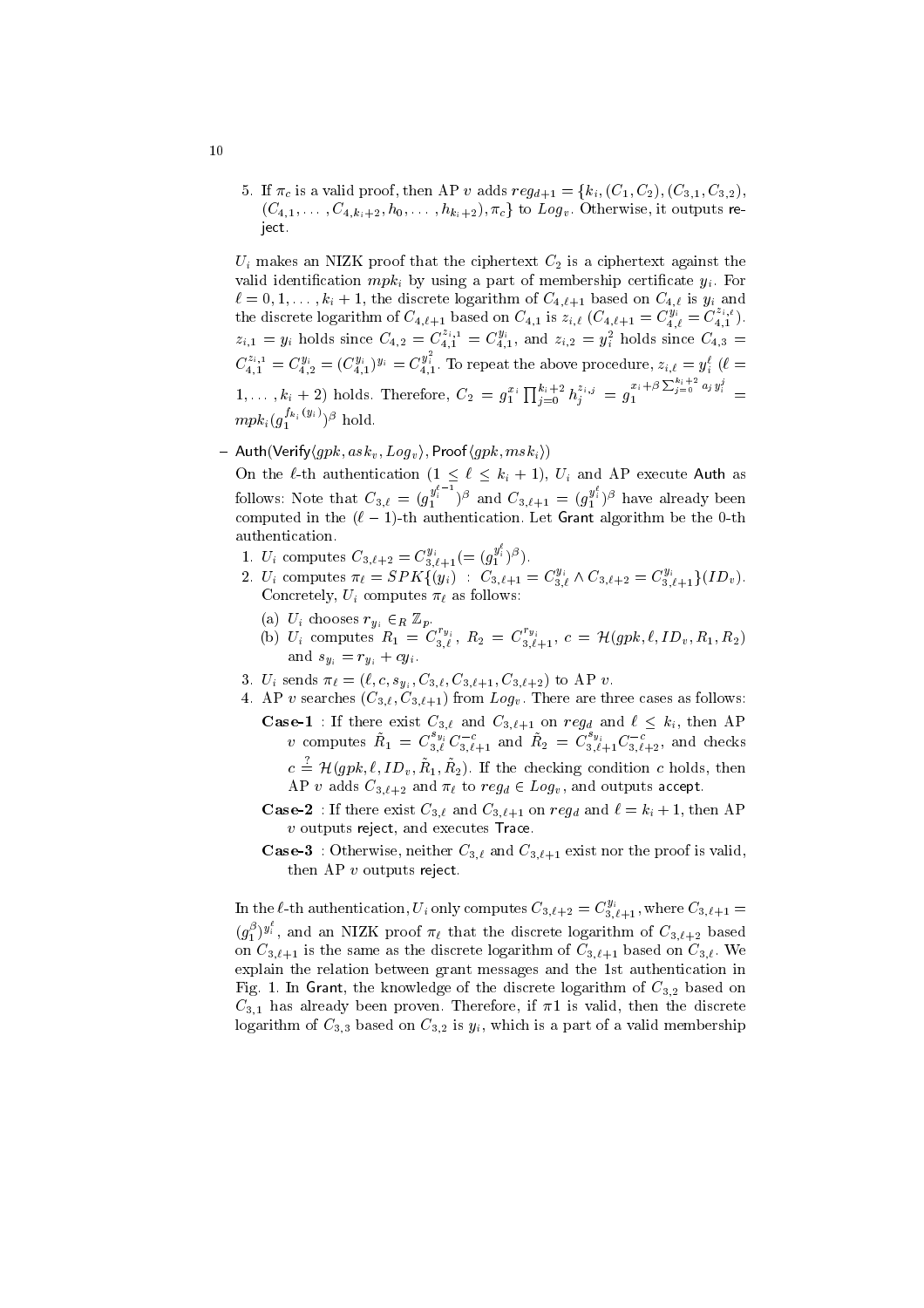5. If $\pi_c$ is a valid proof, then AP $v$ adds $reg_{d+1} = \{k_i, (C_1, C_2), (C_{3,1}, C_{3,2}), (C_{4,1}, \ldots, C_{4,k_i+2}, h_0, \ldots, h_{k_i+2}), \pi_c\}$ to $Log_v$. Otherwise, it outputs reject.

$U_i$ makes an NIZK proof that the ciphertext $C_2$ is a ciphertext against the valid identification $mpk_i$ by using a part of membership certificate $y_i$. For $\ell = 0, 1, \ldots, k_i+1$, the discrete logarithm of $C_{4,\ell+1}$ based on $C_{4,\ell}$ is $y_i$ and the discrete logarithm of $C_{4,\ell+1}$ based on $C_{4,1}$ is $z_{i,\ell}$ ($C_{4,\ell+1} = C_{4,\ell}^{y_i} = C_{4,1}^{z_{i,\ell}}$). $z_{i,1} = y_i$ holds since $C_{4,2} = C_{4,1}^{z_{i,1}} = C_{4,1}^{y_i}$, and $z_{i,2} = y_i^2$ holds since $C_{4,3} = C_{4,1}^{z_{i,1}} = C_{4,2}^{y_i} = (C_{4,1}^{y_i})^{y_i} = C_{4,1}^{y_i^2}$. To repeat the above procedure, $z_{i,\ell} = y_i^\ell$ ($\ell = 1, \ldots, k_i+2$) holds. Therefore, $C_2 = g_1^{x_i} \prod_{j=0}^{k_i+2} h_j^{z_{i,j}} = g_1^{x_i + \beta \sum_{j=0}^{k_i+2} a_j y_i^j} = mpk_i (g_1^{f_{k_i}(y_i)})^\beta$ hold.

– Auth(Verify$\langle gpk, ask_v, Log_v \rangle$, Proof$\langle gpk, msk_i \rangle$)

On the $\ell$-th authentication ($1 \leq \ell \leq k_i+1$), $U_i$ and AP execute Auth as follows: Note that $C_{3,\ell} = (g_1^{y_i^{\ell-1}})^\beta$ and $C_{3,\ell+1} = (g_1^{y_i^\ell})^\beta$ have already been computed in the $(\ell-1)$-th authentication. Let Grant algorithm be the 0-th authentication.

1. $U_i$ computes $C_{3,\ell+2} = C_{3,\ell+1}^{y_i} (= (g_1^{y_i^\ell})^\beta)$.
2. $U_i$ computes $\pi_\ell = SPK\{(y_i) \ : \ C_{3,\ell+1} = C_{3,\ell}^{y_i} \wedge C_{3,\ell+2} = C_{3,\ell+1}^{y_i}\}(ID_v)$. Concretely, $U_i$ computes $\pi_\ell$ as follows:
   (a) $U_i$ chooses $r_{y_i} \in_R \mathbb{Z}_p$.
   (b) $U_i$ computes $R_1 = C_{3,\ell}^{r_{y_i}}$, $R_2 = C_{3,\ell+1}^{r_{y_i}}$, $c = \mathcal{H}(gpk, \ell, ID_v, R_1, R_2)$ and $s_{y_i} = r_{y_i} + cy_i$.
3. $U_i$ sends $\pi_\ell = (\ell, c, s_{y_i}, C_{3,\ell}, C_{3,\ell+1}, C_{3,\ell+2})$ to AP $v$.
4. AP $v$ searches $(C_{3,\ell}, C_{3,\ell+1})$ from $Log_v$. There are three cases as follows:

   **Case-1** : If there exist $C_{3,\ell}$ and $C_{3,\ell+1}$ on $reg_d$ and $\ell \leq k_i$, then AP $v$ computes $\tilde{R}_1 = C_{3,\ell}^{s_{y_i}} C_{3,\ell+1}^{-c}$ and $\tilde{R}_2 = C_{3,\ell+1}^{s_{y_i}} C_{3,\ell+2}^{-c}$, and checks $c \stackrel{?}{=} \mathcal{H}(gpk, \ell, ID_v, \tilde{R}_1, \tilde{R}_2)$. If the checking condition $c$ holds, then AP $v$ adds $C_{3,\ell+2}$ and $\pi_\ell$ to $reg_d \in Log_v$, and outputs accept.

   **Case-2** : If there exist $C_{3,\ell}$ and $C_{3,\ell+1}$ on $reg_d$ and $\ell = k_i+1$, then AP $v$ outputs reject, and executes Trace.

   **Case-3** : Otherwise, neither $C_{3,\ell}$ and $C_{3,\ell+1}$ exist nor the proof is valid, then AP $v$ outputs reject.

In the $\ell$-th authentication, $U_i$ only computes $C_{3,\ell+2} = C_{3,\ell+1}^{y_i}$, where $C_{3,\ell+1} = (g_1^\beta)^{y_i^\ell}$, and an NIZK proof $\pi_\ell$ that the discrete logarithm of $C_{3,\ell+2}$ based on $C_{3,\ell+1}$ is the same as the discrete logarithm of $C_{3,\ell+1}$ based on $C_{3,\ell}$. We explain the relation between grant messages and the 1st authentication in Fig. 1. In Grant, the knowledge of the discrete logarithm of $C_{3,2}$ based on $C_{3,1}$ has already been proven. Therefore, if $\pi 1$ is valid, then the discrete logarithm of $C_{3,3}$ based on $C_{3,2}$ is $y_i$, which is a part of a valid membership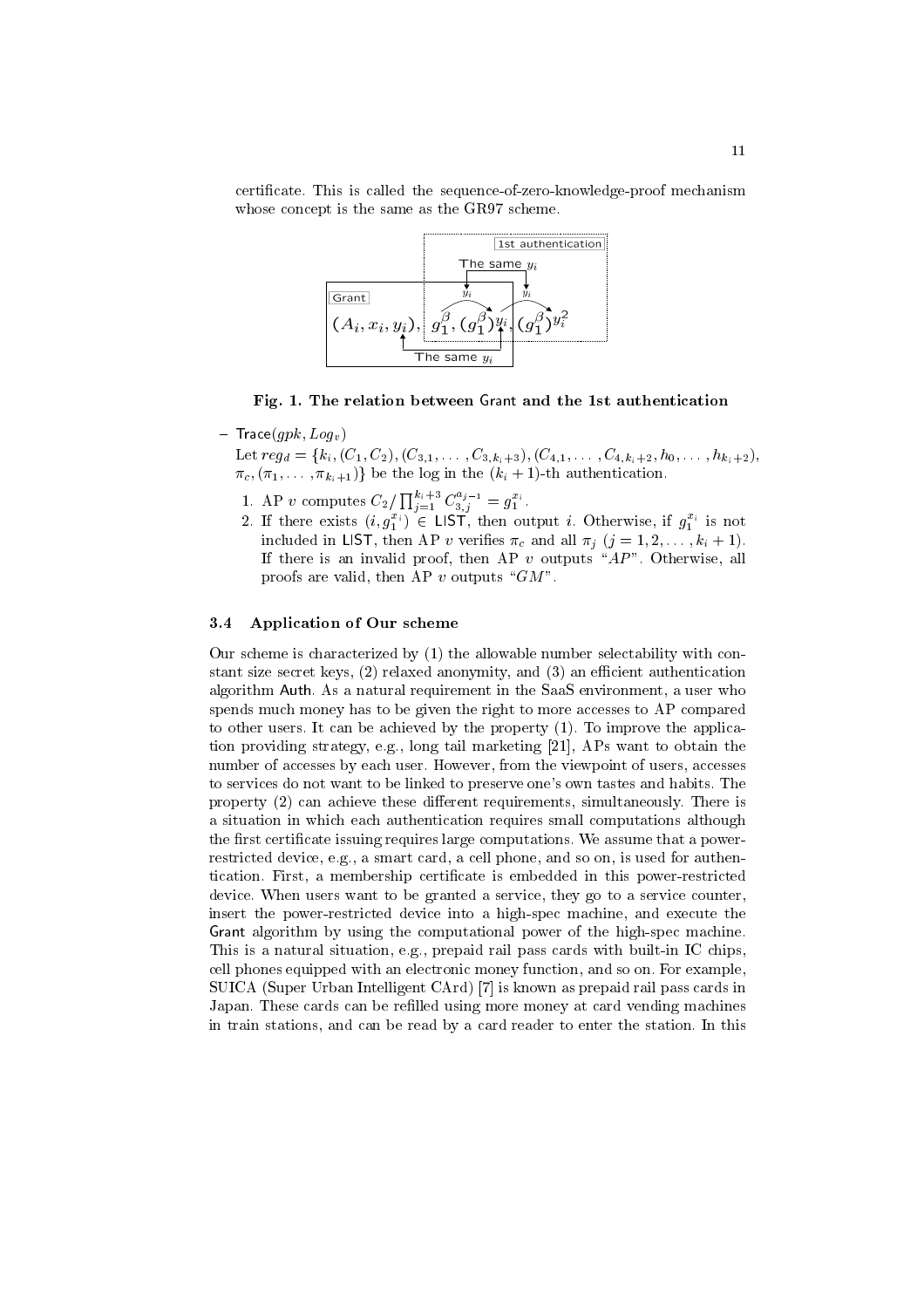certificate. This is called the sequence-of-zero-knowledge-proof mechanism whose concept is the same as the GR97 scheme.

**Fig. 1. The relation between Grant and the 1st authentication**

– $\mathsf{Trace}(gpk, Log_v)$

Let $reg_d = \{k_i, (C_1, C_2), (C_{3,1}, \ldots, C_{3,k_i+3}), (C_{4,1}, \ldots, C_{4,k_i+2}, h_0, \ldots, h_{k_i+2}), \pi_c, (\pi_1, \ldots, \pi_{k_i+1})\}$ be the log in the $(k_i + 1)$-th authentication.

1. AP $v$ computes $C_2 / \prod_{j=1}^{k_i+3} C_{3,j}^{a_{j-1}} = g_1^{x_i}$.
2. If there exists $(i, g_1^{x_i}) \in \mathsf{LIST}$, then output $i$. Otherwise, if $g_1^{x_i}$ is not included in $\mathsf{LIST}$, then AP $v$ verifies $\pi_c$ and all $\pi_j$ $(j = 1, 2, \ldots, k_i + 1)$. If there is an invalid proof, then AP $v$ outputs "$AP$". Otherwise, all proofs are valid, then AP $v$ outputs "$GM$".

### 3.4 Application of Our scheme

Our scheme is characterized by (1) the allowable number selectability with constant size secret keys, (2) relaxed anonymity, and (3) an efficient authentication algorithm Auth. As a natural requirement in the SaaS environment, a user who spends much money has to be given the right to more accesses to AP compared to other users. It can be achieved by the property (1). To improve the application providing strategy, e.g., long tail marketing [21], APs want to obtain the number of accesses by each user. However, from the viewpoint of users, accesses to services do not want to be linked to preserve one's own tastes and habits. The property (2) can achieve these different requirements, simultaneously. There is a situation in which each authentication requires small computations although the first certificate issuing requires large computations. We assume that a power-restricted device, e.g., a smart card, a cell phone, and so on, is used for authentication. First, a membership certificate is embedded in this power-restricted device. When users want to be granted a service, they go to a service counter, insert the power-restricted device into a high-spec machine, and execute the Grant algorithm by using the computational power of the high-spec machine. This is a natural situation, e.g., prepaid rail pass cards with built-in IC chips, cell phones equipped with an electronic money function, and so on. For example, SUICA (Super Urban Intelligent CArd) [7] is known as prepaid rail pass cards in Japan. These cards can be refilled using more money at card vending machines in train stations, and can be read by a card reader to enter the station. In this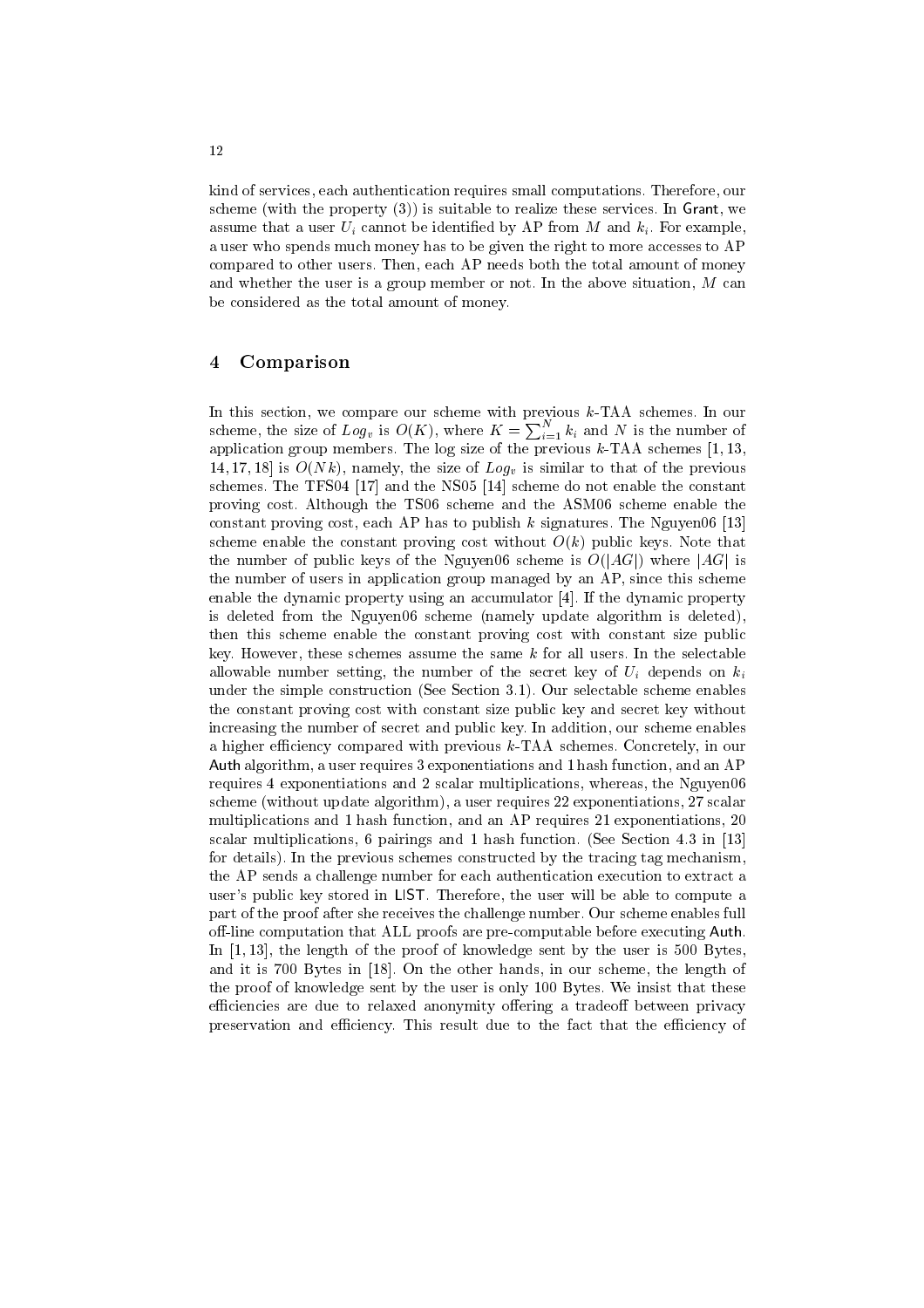kind of services, each authentication requires small computations. Therefore, our scheme (with the property (3)) is suitable to realize these services. In Grant, we assume that a user $U_i$ cannot be identified by AP from $M$ and $k_i$. For example, a user who spends much money has to be given the right to more accesses to AP compared to other users. Then, each AP needs both the total amount of money and whether the user is a group member or not. In the above situation, $M$ can be considered as the total amount of money.

## 4 Comparison

In this section, we compare our scheme with previous $k$-TAA schemes. In our scheme, the size of $Log_v$ is $O(K)$, where $K = \sum_{i=1}^{N} k_i$ and $N$ is the number of application group members. The log size of the previous $k$-TAA schemes [1, 13, 14, 17, 18] is $O(Nk)$, namely, the size of $Log_v$ is similar to that of the previous schemes. The TFS04 [17] and the NS05 [14] scheme do not enable the constant proving cost. Although the TS06 scheme and the ASM06 scheme enable the constant proving cost, each AP has to publish $k$ signatures. The Nguyen06 [13] scheme enable the constant proving cost without $O(k)$ public keys. Note that the number of public keys of the Nguyen06 scheme is $O(|AG|)$ where $|AG|$ is the number of users in application group managed by an AP, since this scheme enable the dynamic property using an accumulator [4]. If the dynamic property is deleted from the Nguyen06 scheme (namely update algorithm is deleted), then this scheme enable the constant proving cost with constant size public key. However, these schemes assume the same $k$ for all users. In the selectable allowable number setting, the number of the secret key of $U_i$ depends on $k_i$ under the simple construction (See Section 3.1). Our selectable scheme enables the constant proving cost with constant size public key and secret key without increasing the number of secret and public key. In addition, our scheme enables a higher efficiency compared with previous $k$-TAA schemes. Concretely, in our Auth algorithm, a user requires 3 exponentiations and 1 hash function, and an AP requires 4 exponentiations and 2 scalar multiplications, whereas, the Nguyen06 scheme (without update algorithm), a user requires 22 exponentiations, 27 scalar multiplications and 1 hash function, and an AP requires 21 exponentiations, 20 scalar multiplications, 6 pairings and 1 hash function. (See Section 4.3 in [13] for details). In the previous schemes constructed by the tracing tag mechanism, the AP sends a challenge number for each authentication execution to extract a user's public key stored in LIST. Therefore, the user will be able to compute a part of the proof after she receives the challenge number. Our scheme enables full off-line computation that ALL proofs are pre-computable before executing Auth. In [1, 13], the length of the proof of knowledge sent by the user is 500 Bytes, and it is 700 Bytes in [18]. On the other hands, in our scheme, the length of the proof of knowledge sent by the user is only 100 Bytes. We insist that these efficiencies are due to relaxed anonymity offering a tradeoff between privacy preservation and efficiency. This result due to the fact that the efficiency of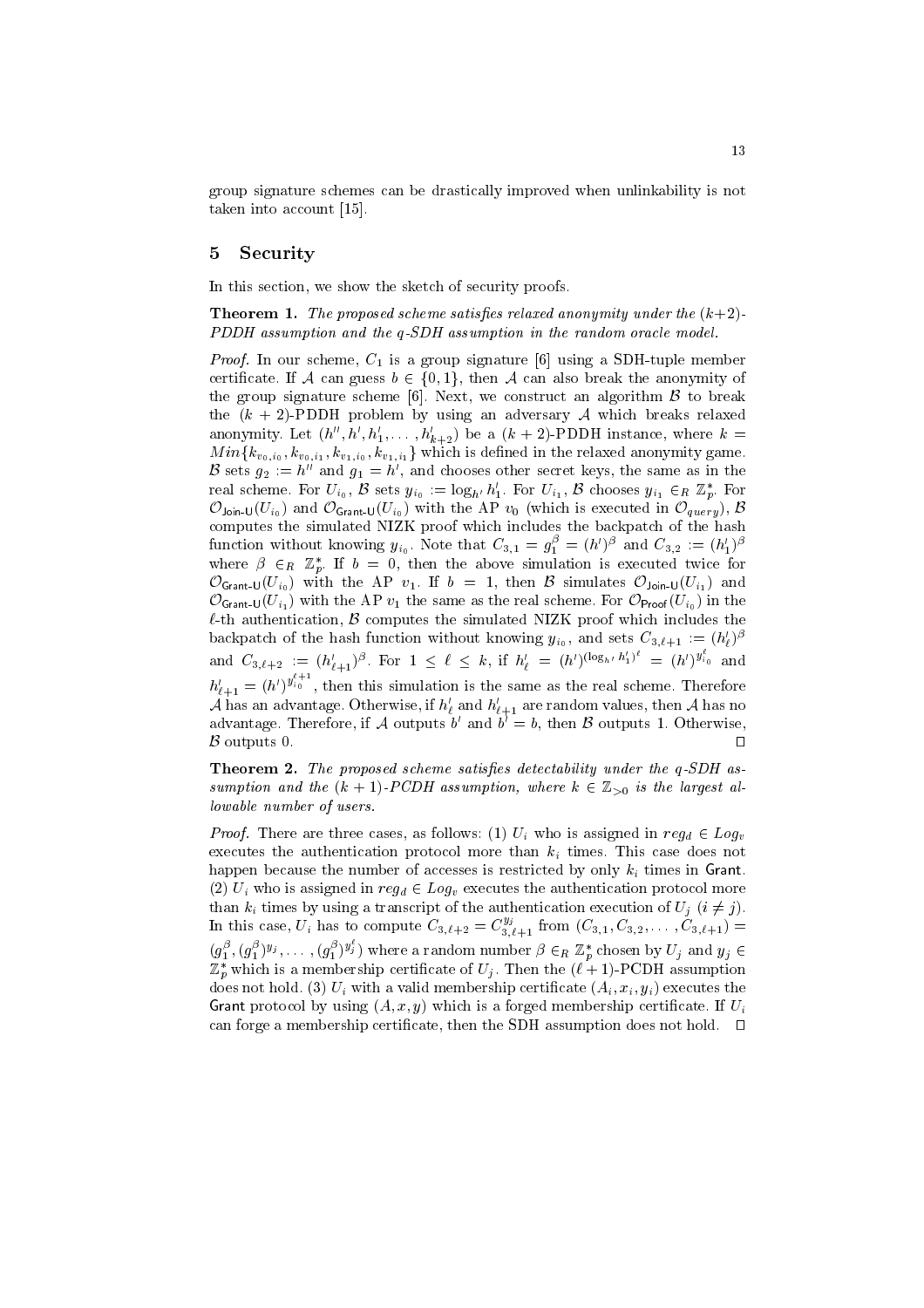group signature schemes can be drastically improved when unlinkability is not taken into account [15].

## 5 Security

In this section, we show the sketch of security proofs.

**Theorem 1.** *The proposed scheme satisfies relaxed anonymity under the $(k+2)$-PDDH assumption and the $q$-SDH assumption in the random oracle model.*

*Proof.* In our scheme, $C_1$ is a group signature [6] using a SDH-tuple member certificate. If $\mathcal{A}$ can guess $b \in \{0,1\}$, then $\mathcal{A}$ can also break the anonymity of the group signature scheme [6]. Next, we construct an algorithm $\mathcal{B}$ to break the $(k+2)$-PDDH problem by using an adversary $\mathcal{A}$ which breaks relaxed anonymity. Let $(h'', h', h'_1, \ldots, h'_{k+2})$ be a $(k+2)$-PDDH instance, where $k = Min\{k_{v_0,i_0}, k_{v_0,i_1}, k_{v_1,i_0}, k_{v_1,i_1}\}$ which is defined in the relaxed anonymity game. $\mathcal{B}$ sets $g_2 := h''$ and $g_1 = h'$, and chooses other secret keys, the same as in the real scheme. For $U_{i_0}$, $\mathcal{B}$ sets $y_{i_0} := \log_{h'} h'_1$. For $U_{i_1}$, $\mathcal{B}$ chooses $y_{i_1} \in_R \mathbb{Z}_p^*$. For $\mathcal{O}_{\mathsf{Join\text{-}U}}(U_{i_0})$ and $\mathcal{O}_{\mathsf{Grant\text{-}U}}(U_{i_0})$ with the AP $v_0$ (which is executed in $\mathcal{O}_{query}$), $\mathcal{B}$ computes the simulated NIZK proof which includes the backpatch of the hash function without knowing $y_{i_0}$. Note that $C_{3,1} = g_1^\beta = (h')^\beta$ and $C_{3,2} := (h'_1)^\beta$ where $\beta \in_R \mathbb{Z}_p^*$. If $b = 0$, then the above simulation is executed twice for $\mathcal{O}_{\mathsf{Grant\text{-}U}}(U_{i_0})$ with the AP $v_1$. If $b = 1$, then $\mathcal{B}$ simulates $\mathcal{O}_{\mathsf{Join\text{-}U}}(U_{i_1})$ and $\mathcal{O}_{\mathsf{Grant\text{-}U}}(U_{i_1})$ with the AP $v_1$ the same as the real scheme. For $\mathcal{O}_{\mathsf{Proof}}(U_{i_0})$ in the $\ell$-th authentication, $\mathcal{B}$ computes the simulated NIZK proof which includes the backpatch of the hash function without knowing $y_{i_0}$, and sets $C_{3,\ell+1} := (h'_\ell)^\beta$ and $C_{3,\ell+2} := (h'_{\ell+1})^\beta$. For $1 \leq \ell \leq k$, if $h'_\ell = (h')^{(\log_{h'} h'_1)^\ell} = (h')^{y_{i_0}^\ell}$ and $h'_{\ell+1} = (h')^{y_{i_0}^{\ell+1}}$, then this simulation is the same as the real scheme. Therefore $\mathcal{A}$ has an advantage. Otherwise, if $h'_\ell$ and $h'_{\ell+1}$ are random values, then $\mathcal{A}$ has no advantage. Therefore, if $\mathcal{A}$ outputs $b'$ and $b' = b$, then $\mathcal{B}$ outputs 1. Otherwise, $\mathcal{B}$ outputs 0. □

**Theorem 2.** *The proposed scheme satisfies detectability under the $q$-SDH assumption and the $(k+1)$-PCDH assumption, where $k \in \mathbb{Z}_{>0}$ is the largest allowable number of users.*

*Proof.* There are three cases, as follows: (1) $U_i$ who is assigned in $reg_d \in Log_v$ executes the authentication protocol more than $k_i$ times. This case does not happen because the number of accesses is restricted by only $k_i$ times in $\mathsf{Grant}$. (2) $U_i$ who is assigned in $reg_d \in Log_v$ executes the authentication protocol more than $k_i$ times by using a transcript of the authentication execution of $U_j$ $(i \neq j)$. In this case, $U_i$ has to compute $C_{3,\ell+2} = C_{3,\ell+1}^{y_j}$ from $(C_{3,1}, C_{3,2}, \ldots, C_{3,\ell+1}) = (g_1^\beta, (g_1^\beta)^{y_j}, \ldots, (g_1^\beta)^{y_j^\ell})$ where a random number $\beta \in_R \mathbb{Z}_p^*$ chosen by $U_j$ and $y_j \in \mathbb{Z}_p^*$ which is a membership certificate of $U_j$. Then the $(\ell+1)$-PCDH assumption does not hold. (3) $U_i$ with a valid membership certificate $(A_i, x_i, y_i)$ executes the $\mathsf{Grant}$ protocol by using $(A, x, y)$ which is a forged membership certificate. If $U_i$ can forge a membership certificate, then the SDH assumption does not hold. □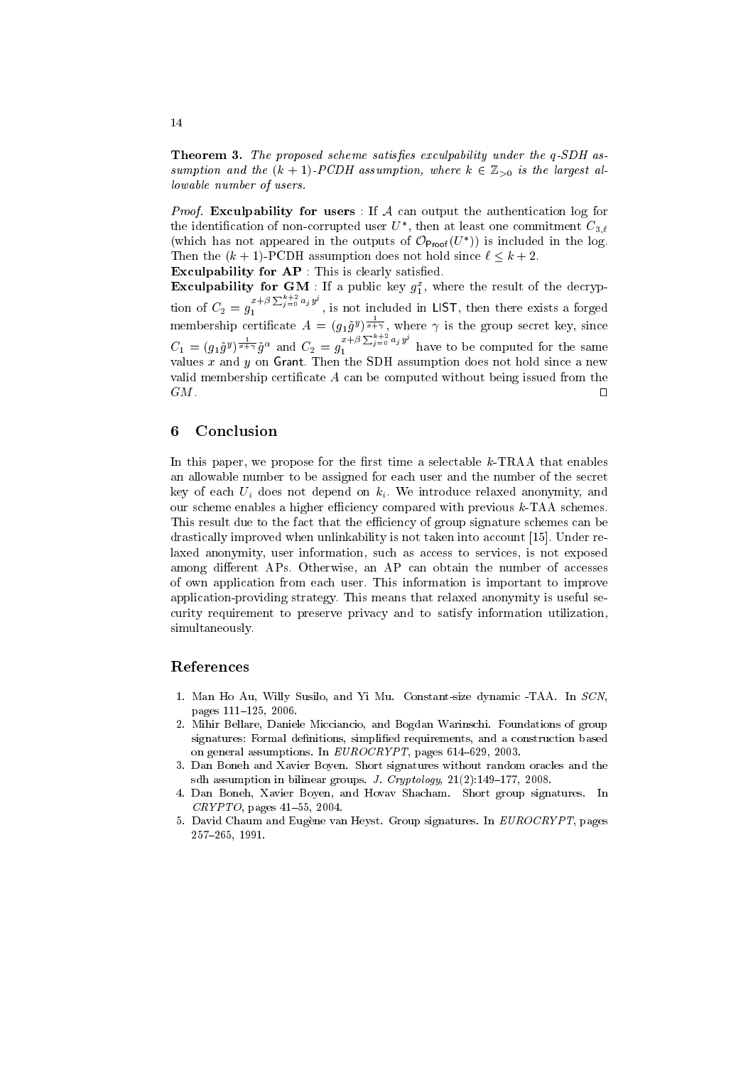**Theorem 3.** *The proposed scheme satisfies exculpability under the q-SDH assumption and the $(k+1)$-PCDH assumption, where $k \in \mathbb{Z}_{>0}$ is the largest allowable number of users.*

*Proof.* **Exculpability for users** : If $\mathcal{A}$ can output the authentication log for the identification of non-corrupted user $U^*$, then at least one commitment $C_{3,\ell}$ (which has not appeared in the outputs of $\mathcal{O}_{\mathsf{Proof}}(U^*)$) is included in the log. Then the $(k+1)$-PCDH assumption does not hold since $\ell \leq k+2$.

**Exculpability for AP** : This is clearly satisfied.

**Exculpability for GM** : If a public key $g_1^x$, where the result of the decryption of $C_2 = g_1^{x+\beta \sum_{j=0}^{k+2} a_j y^j}$, is not included in $\mathsf{LIST}$, then there exists a forged membership certificate $A = (g_1 \tilde{g}^y)^{\frac{1}{x+\gamma}}$, where $\gamma$ is the group secret key, since $C_1 = (g_1 \tilde{g}^y)^{\frac{1}{x+\gamma}} \tilde{g}^\alpha$ and $C_2 = g_1^{x+\beta \sum_{j=0}^{k+2} a_j y^j}$ have to be computed for the same values $x$ and $y$ on $\mathsf{Grant}$. Then the SDH assumption does not hold since a new valid membership certificate $A$ can be computed without being issued from the $GM$. □

## 6 Conclusion

In this paper, we propose for the first time a selectable $k$-TRAA that enables an allowable number to be assigned for each user and the number of the secret key of each $U_i$ does not depend on $k_i$. We introduce relaxed anonymity, and our scheme enables a higher efficiency compared with previous $k$-TAA schemes. This result due to the fact that the efficiency of group signature schemes can be drastically improved when unlinkability is not taken into account [15]. Under relaxed anonymity, user information, such as access to services, is not exposed among different APs. Otherwise, an AP can obtain the number of accesses of own application from each user. This information is important to improve application-providing strategy. This means that relaxed anonymity is useful security requirement to preserve privacy and to satisfy information utilization, simultaneously.

## References

1. Man Ho Au, Willy Susilo, and Yi Mu. Constant-size dynamic -TAA. In *SCN*, pages 111–125, 2006.
2. Mihir Bellare, Daniele Micciancio, and Bogdan Warinschi. Foundations of group signatures: Formal definitions, simplified requirements, and a construction based on general assumptions. In *EUROCRYPT*, pages 614–629, 2003.
3. Dan Boneh and Xavier Boyen. Short signatures without random oracles and the sdh assumption in bilinear groups. *J. Cryptology*, 21(2):149–177, 2008.
4. Dan Boneh, Xavier Boyen, and Hovav Shacham. Short group signatures. In *CRYPTO*, pages 41–55, 2004.
5. David Chaum and Eugène van Heyst. Group signatures. In *EUROCRYPT*, pages 257–265, 1991.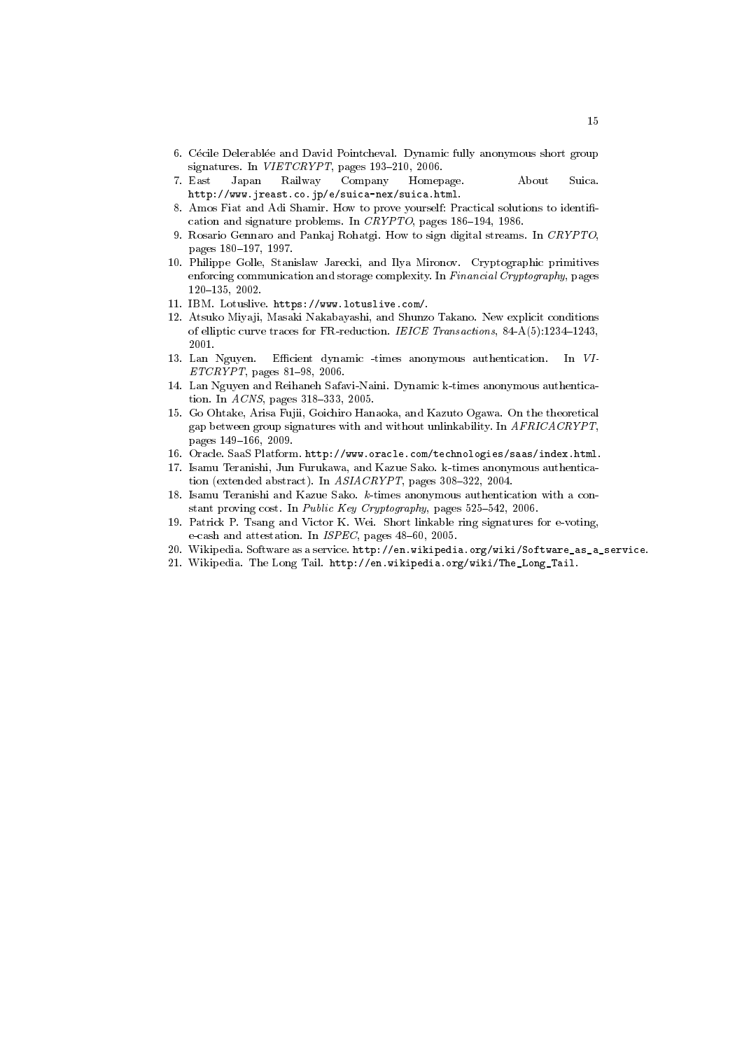6. Cécile Delerablée and David Pointcheval. Dynamic fully anonymous short group signatures. In *VIETCRYPT*, pages 193–210, 2006.
7. East Japan Railway Company Homepage. About Suica. http://www.jreast.co.jp/e/suica-nex/suica.html.
8. Amos Fiat and Adi Shamir. How to prove yourself: Practical solutions to identification and signature problems. In *CRYPTO*, pages 186–194, 1986.
9. Rosario Gennaro and Pankaj Rohatgi. How to sign digital streams. In *CRYPTO*, pages 180–197, 1997.
10. Philippe Golle, Stanislaw Jarecki, and Ilya Mironov. Cryptographic primitives enforcing communication and storage complexity. In *Financial Cryptography*, pages 120–135, 2002.
11. IBM. Lotuslive. https://www.lotuslive.com/.
12. Atsuko Miyaji, Masaki Nakabayashi, and Shunzo Takano. New explicit conditions of elliptic curve traces for FR-reduction. *IEICE Transactions*, 84-A(5):1234–1243, 2001.
13. Lan Nguyen. Efficient dynamic -times anonymous authentication. In *VIETCRYPT*, pages 81–98, 2006.
14. Lan Nguyen and Reihaneh Safavi-Naini. Dynamic k-times anonymous authentication. In *ACNS*, pages 318–333, 2005.
15. Go Ohtake, Arisa Fujii, Goichiro Hanaoka, and Kazuto Ogawa. On the theoretical gap between group signatures with and without unlinkability. In *AFRICACRYPT*, pages 149–166, 2009.
16. Oracle. SaaS Platform. http://www.oracle.com/technologies/saas/index.html.
17. Isamu Teranishi, Jun Furukawa, and Kazue Sako. k-times anonymous authentication (extended abstract). In *ASIACRYPT*, pages 308–322, 2004.
18. Isamu Teranishi and Kazue Sako. $k$-times anonymous authentication with a constant proving cost. In *Public Key Cryptography*, pages 525–542, 2006.
19. Patrick P. Tsang and Victor K. Wei. Short linkable ring signatures for e-voting, e-cash and attestation. In *ISPEC*, pages 48–60, 2005.
20. Wikipedia. Software as a service. http://en.wikipedia.org/wiki/Software_as_a_service.
21. Wikipedia. The Long Tail. http://en.wikipedia.org/wiki/The_Long_Tail.